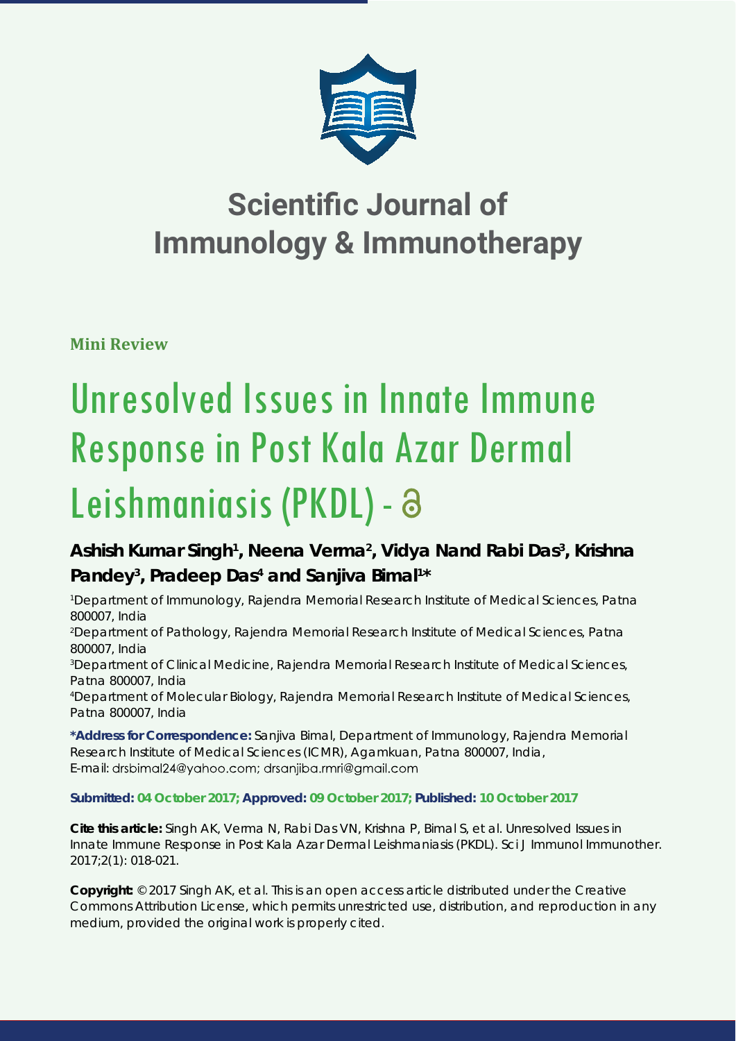# Scientific Journal of Immunology & Immunotherapy

**Mini Review**

# Unresolved Issues in Innate Immune Response in Post Kala Azar Dermal Leishmaniasis (PKDL) -

**Ashish Kumar Singh[1], Neena Verma[2], Vidya Nand Rabi Das[3], Krishna Pandey[3], Pradeep Das[4] and Sanjiva Bimal[1]***

[1]Department of Immunology, Rajendra Memorial Research Institute of Medical Sciences, Patna 800007, India

[2]Department of Pathology, Rajendra Memorial Research Institute of Medical Sciences, Patna 800007, India

[3]Department of Clinical Medicine, Rajendra Memorial Research Institute of Medical Sciences, Patna 800007, India

[4]Department of Molecular Biology, Rajendra Memorial Research Institute of Medical Sciences, Patna 800007, India

**\*Address for Correspondence:** Sanjiva Bimal, Department of Immunology, Rajendra Memorial Research Institute of Medical Sciences (ICMR), Agamkuan, Patna 800007, India, E-mail: drsbimal24@yahoo.com; drsanjiba.rmri@gmail.com

**Submitted: 04 October 2017; Approved: 09 October 2017; Published: 10 October 2017**

**Cite this article:** Singh AK, Verma N, Rabi Das VN, Krishna P, Bimal S, et al. Unresolved Issues in Innate Immune Response in Post Kala Azar Dermal Leishmaniasis (PKDL). Sci J Immunol Immunother. 2017;2(1): 018-021.

**Copyright:** © 2017 Singh AK, et al. This is an open access article distributed under the Creative Commons Attribution License, which permits unrestricted use, distribution, and reproduction in any medium, provided the original work is properly cited.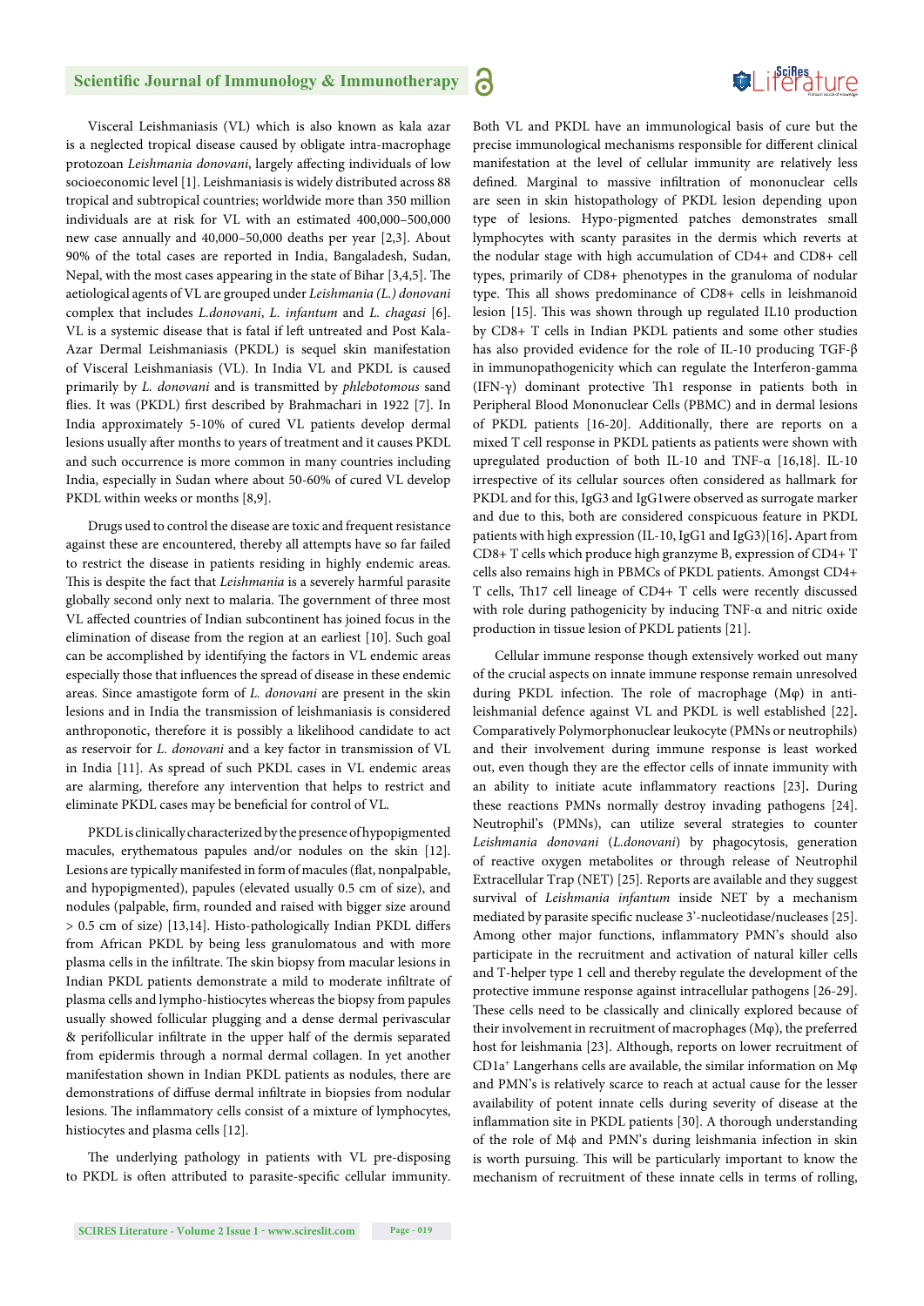Visceral Leishmaniasis (VL) which is also known as kala azar is a neglected tropical disease caused by obligate intra-macrophage protozoan *Leishmania donovani*, largely affecting individuals of low socioeconomic level [1]. Leishmaniasis is widely distributed across 88 tropical and subtropical countries; worldwide more than 350 million individuals are at risk for VL with an estimated 400,000–500,000 new case annually and 40,000–50,000 deaths per year [2,3]. About 90% of the total cases are reported in India, Bangaladesh, Sudan, Nepal, with the most cases appearing in the state of Bihar [3,4,5]. The aetiological agents of VL are grouped under *Leishmania (L.) donovani* complex that includes *L.donovani*, *L. infantum* and *L. chagasi* [6]. VL is a systemic disease that is fatal if left untreated and Post Kala-Azar Dermal Leishmaniasis (PKDL) is sequel skin manifestation of Visceral Leishmaniasis (VL). In India VL and PKDL is caused primarily by *L. donovani* and is transmitted by *phlebotomous* sand flies. It was (PKDL) first described by Brahmachari in 1922 [7]. In India approximately 5-10% of cured VL patients develop dermal lesions usually after months to years of treatment and it causes PKDL and such occurrence is more common in many countries including India, especially in Sudan where about 50-60% of cured VL develop PKDL within weeks or months [8,9].

Drugs used to control the disease are toxic and frequent resistance against these are encountered, thereby all attempts have so far failed to restrict the disease in patients residing in highly endemic areas. This is despite the fact that *Leishmania* is a severely harmful parasite globally second only next to malaria. The government of three most VL affected countries of Indian subcontinent has joined focus in the elimination of disease from the region at an earliest [10]. Such goal can be accomplished by identifying the factors in VL endemic areas especially those that influences the spread of disease in these endemic areas. Since amastigote form of *L. donovani* are present in the skin lesions and in India the transmission of leishmaniasis is considered anthroponotic, therefore it is possibly a likelihood candidate to act as reservoir for *L. donovani* and a key factor in transmission of VL in India [11]. As spread of such PKDL cases in VL endemic areas are alarming, therefore any intervention that helps to restrict and eliminate PKDL cases may be beneficial for control of VL.

PKDL is clinically characterized by the presence of hypopigmented macules, erythematous papules and/or nodules on the skin [12]. Lesions are typically manifested in form of macules (flat, nonpalpable, and hypopigmented), papules (elevated usually 0.5 cm of size), and nodules (palpable, firm, rounded and raised with bigger size around > 0.5 cm of size) [13,14]. Histo-pathologically Indian PKDL differs from African PKDL by being less granulomatous and with more plasma cells in the infiltrate. The skin biopsy from macular lesions in Indian PKDL patients demonstrate a mild to moderate infiltrate of plasma cells and lympho-histiocytes whereas the biopsy from papules usually showed follicular plugging and a dense dermal perivascular & perifollicular infiltrate in the upper half of the dermis separated from epidermis through a normal dermal collagen. In yet another manifestation shown in Indian PKDL patients as nodules, there are demonstrations of diffuse dermal infiltrate in biopsies from nodular lesions. The inflammatory cells consist of a mixture of lymphocytes, histiocytes and plasma cells [12].

The underlying pathology in patients with VL pre-disposing to PKDL is often attributed to parasite-specific cellular immunity. Both VL and PKDL have an immunological basis of cure but the precise immunological mechanisms responsible for different clinical manifestation at the level of cellular immunity are relatively less defined. Marginal to massive infiltration of mononuclear cells are seen in skin histopathology of PKDL lesion depending upon type of lesions. Hypo-pigmented patches demonstrates small lymphocytes with scanty parasites in the dermis which reverts at the nodular stage with high accumulation of CD4+ and CD8+ cell types, primarily of CD8+ phenotypes in the granuloma of nodular type. This all shows predominance of CD8+ cells in leishmanoid lesion [15]. This was shown through up regulated IL10 production by CD8+ T cells in Indian PKDL patients and some other studies has also provided evidence for the role of IL-10 producing TGF-β in immunopathogenicity which can regulate the Interferon-gamma (IFN-γ) dominant protective Th1 response in patients both in Peripheral Blood Mononuclear Cells (PBMC) and in dermal lesions of PKDL patients [16-20]. Additionally, there are reports on a mixed T cell response in PKDL patients as patients were shown with upregulated production of both IL-10 and TNF-α [16,18]. IL-10 irrespective of its cellular sources often considered as hallmark for PKDL and for this, IgG3 and IgG1were observed as surrogate marker and due to this, both are considered conspicuous feature in PKDL patients with high expression (IL-10, IgG1 and IgG3)[16]**.** Apart from CD8+ T cells which produce high granzyme B, expression of CD4+ T cells also remains high in PBMCs of PKDL patients. Amongst CD4+ T cells, Th17 cell lineage of CD4+ T cells were recently discussed with role during pathogenicity by inducing TNF-α and nitric oxide production in tissue lesion of PKDL patients [21].

Cellular immune response though extensively worked out many of the crucial aspects on innate immune response remain unresolved during PKDL infection. The role of macrophage (Mφ) in anti-leishmanial defence against VL and PKDL is well established [22]**.** Comparatively Polymorphonuclear leukocyte (PMNs or neutrophils) and their involvement during immune response is least worked out, even though they are the effector cells of innate immunity with an ability to initiate acute inflammatory reactions [23]**.** During these reactions PMNs normally destroy invading pathogens [24]. Neutrophil's (PMNs), can utilize several strategies to counter *Leishmania donovani* (*L.donovani*) by phagocytosis, generation of reactive oxygen metabolites or through release of Neutrophil Extracellular Trap (NET) [25]. Reports are available and they suggest survival of *Leishmania infantum* inside NET by a mechanism mediated by parasite specific nuclease 3'-nucleotidase/nucleases [25]. Among other major functions, inflammatory PMN's should also participate in the recruitment and activation of natural killer cells and T-helper type 1 cell and thereby regulate the development of the protective immune response against intracellular pathogens [26-29]. These cells need to be classically and clinically explored because of their involvement in recruitment of macrophages (Mφ), the preferred host for leishmania [23]. Although, reports on lower recruitment of $CD1a^{+}$ Langerhans cells are available, the similar information on Mφ and PMN's is relatively scarce to reach at actual cause for the lesser availability of potent innate cells during severity of disease at the inflammation site in PKDL patients [30]. A thorough understanding of the role of Mϕ and PMN's during leishmania infection in skin is worth pursuing. This will be particularly important to know the mechanism of recruitment of these innate cells in terms of rolling,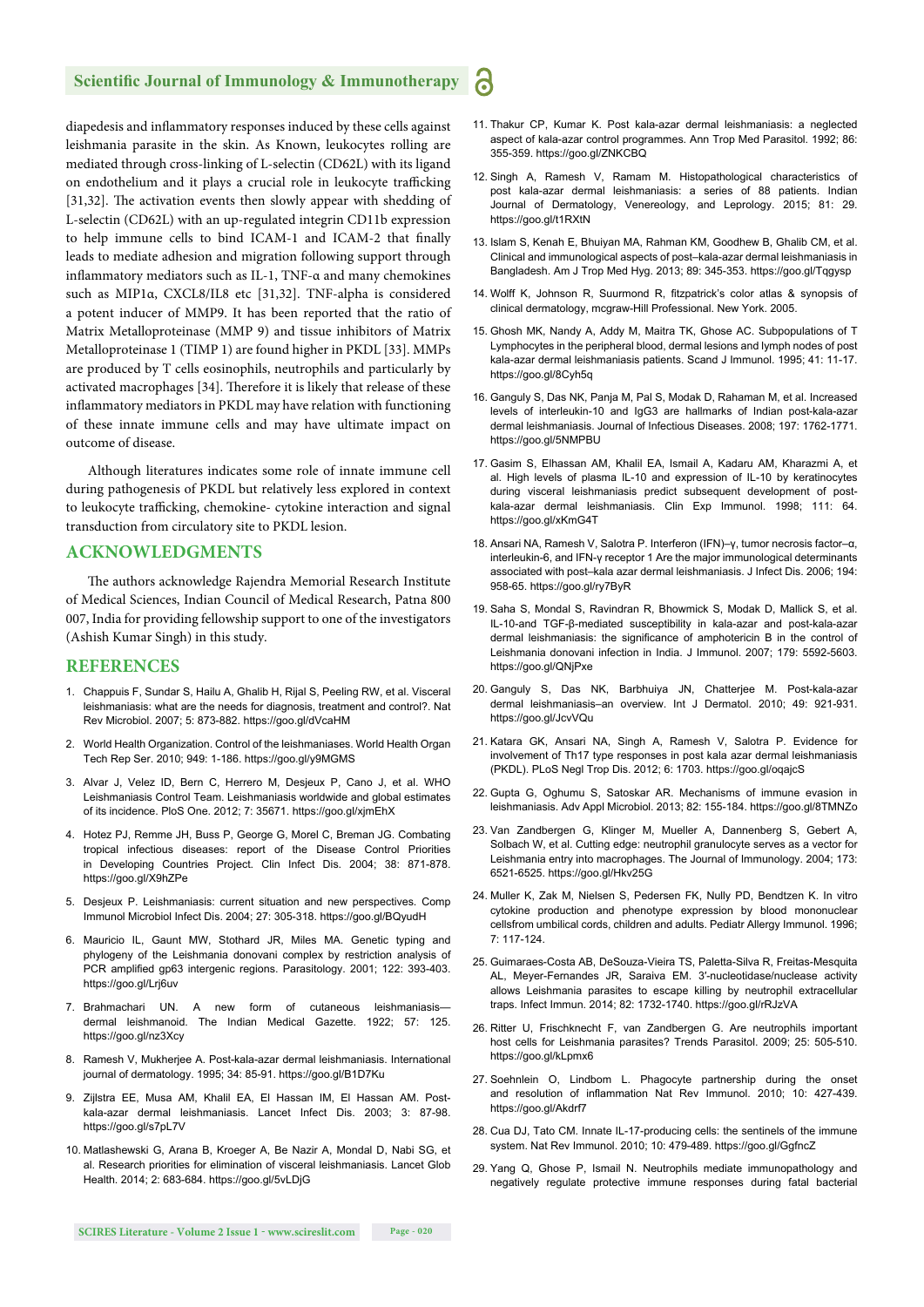diapedesis and inflammatory responses induced by these cells against leishmania parasite in the skin. As Known, leukocytes rolling are mediated through cross-linking of L-selectin (CD62L) with its ligand on endothelium and it plays a crucial role in leukocyte trafficking [31,32]. The activation events then slowly appear with shedding of L-selectin (CD62L) with an up-regulated integrin CD11b expression to help immune cells to bind ICAM-1 and ICAM-2 that finally leads to mediate adhesion and migration following support through inflammatory mediators such as IL-1, TNF-α and many chemokines such as MIP1α, CXCL8/IL8 etc [31,32]. TNF-alpha is considered a potent inducer of MMP9. It has been reported that the ratio of Matrix Metalloproteinase (MMP 9) and tissue inhibitors of Matrix Metalloproteinase 1 (TIMP 1) are found higher in PKDL [33]. MMPs are produced by T cells eosinophils, neutrophils and particularly by activated macrophages [34]. Therefore it is likely that release of these inflammatory mediators in PKDL may have relation with functioning of these innate immune cells and may have ultimate impact on outcome of disease.

Although literatures indicates some role of innate immune cell during pathogenesis of PKDL but relatively less explored in context to leukocyte trafficking, chemokine- cytokine interaction and signal transduction from circulatory site to PKDL lesion.

## ACKNOWLEDGMENTS

The authors acknowledge Rajendra Memorial Research Institute of Medical Sciences, Indian Council of Medical Research, Patna 800 007, India for providing fellowship support to one of the investigators (Ashish Kumar Singh) in this study.

## REFERENCES

1. Chappuis F, Sundar S, Hailu A, Ghalib H, Rijal S, Peeling RW, et al. Visceral leishmaniasis: what are the needs for diagnosis, treatment and control?. Nat Rev Microbiol. 2007; 5: 873-882. https://goo.gl/dVcaHM
2. World Health Organization. Control of the leishmaniases. World Health Organ Tech Rep Ser. 2010; 949: 1-186. https://goo.gl/y9MGMS
3. Alvar J, Velez ID, Bern C, Herrero M, Desjeux P, Cano J, et al. WHO Leishmaniasis Control Team. Leishmaniasis worldwide and global estimates of its incidence. PloS One. 2012; 7: 35671. https://goo.gl/xjmEhX
4. Hotez PJ, Remme JH, Buss P, George G, Morel C, Breman JG. Combating tropical infectious diseases: report of the Disease Control Priorities in Developing Countries Project. Clin Infect Dis. 2004; 38: 871-878. https://goo.gl/X9hZPe
5. Desjeux P. Leishmaniasis: current situation and new perspectives. Comp Immunol Microbiol Infect Dis. 2004; 27: 305-318. https://goo.gl/BQyudH
6. Mauricio IL, Gaunt MW, Stothard JR, Miles MA. Genetic typing and phylogeny of the Leishmania donovani complex by restriction analysis of PCR amplified gp63 intergenic regions. Parasitology. 2001; 122: 393-403. https://goo.gl/Lrj6uv
7. Brahmachari UN. A new form of cutaneous leishmaniasis—dermal leishmanoid. The Indian Medical Gazette. 1922; 57: 125. https://goo.gl/nz3Xcy
8. Ramesh V, Mukherjee A. Post-kala-azar dermal leishmaniasis. International journal of dermatology. 1995; 34: 85-91. https://goo.gl/B1D7Ku
9. Zijlstra EE, Musa AM, Khalil EA, El Hassan IM, El Hassan AM. Post-kala-azar dermal leishmaniasis. Lancet Infect Dis. 2003; 3: 87-98. https://goo.gl/s7pL7V
10. Matlashewski G, Arana B, Kroeger A, Be Nazir A, Mondal D, Nabi SG, et al. Research priorities for elimination of visceral leishmaniasis. Lancet Glob Health. 2014; 2: 683-684. https://goo.gl/5vLDjG
11. Thakur CP, Kumar K. Post kala-azar dermal leishmaniasis: a neglected aspect of kala-azar control programmes. Ann Trop Med Parasitol. 1992; 86: 355-359. https://goo.gl/ZNKCBQ
12. Singh A, Ramesh V, Ramam M. Histopathological characteristics of post kala-azar dermal leishmaniasis: a series of 88 patients. Indian Journal of Dermatology, Venereology, and Leprology. 2015; 81: 29. https://goo.gl/t1RXtN
13. Islam S, Kenah E, Bhuiyan MA, Rahman KM, Goodhew B, Ghalib CM, et al. Clinical and immunological aspects of post–kala-azar dermal leishmaniasis in Bangladesh. Am J Trop Med Hyg. 2013; 89: 345-353. https://goo.gl/Tqgysp
14. Wolff K, Johnson R, Suurmond R, fitzpatrick's color atlas & synopsis of clinical dermatology, mcgraw-Hill Professional. New York. 2005.
15. Ghosh MK, Nandy A, Addy M, Maitra TK, Ghose AC. Subpopulations of T Lymphocytes in the peripheral blood, dermal lesions and lymph nodes of post kala-azar dermal leishmaniasis patients. Scand J Immunol. 1995; 41: 11-17. https://goo.gl/8Cyh5q
16. Ganguly S, Das NK, Panja M, Pal S, Modak D, Rahaman M, et al. Increased levels of interleukin-10 and IgG3 are hallmarks of Indian post-kala-azar dermal leishmaniasis. Journal of Infectious Diseases. 2008; 197: 1762-1771. https://goo.gl/5NMPBU
17. Gasim S, Elhassan AM, Khalil EA, Ismail A, Kadaru AM, Kharazmi A, et al. High levels of plasma IL-10 and expression of IL-10 by keratinocytes during visceral leishmaniasis predict subsequent development of post-kala-azar dermal leishmaniasis. Clin Exp Immunol. 1998; 111: 64. https://goo.gl/xKmG4T
18. Ansari NA, Ramesh V, Salotra P. Interferon (IFN)–γ, tumor necrosis factor–α, interleukin-6, and IFN-γ receptor 1 Are the major immunological determinants associated with post–kala azar dermal leishmaniasis. J Infect Dis. 2006; 194: 958-65. https://goo.gl/ry7ByR
19. Saha S, Mondal S, Ravindran R, Bhowmick S, Modak D, Mallick S, et al. IL-10-and TGF-β-mediated susceptibility in kala-azar and post-kala-azar dermal leishmaniasis: the significance of amphotericin B in the control of Leishmania donovani infection in India. J Immunol. 2007; 179: 5592-5603. https://goo.gl/QNjPxe
20. Ganguly S, Das NK, Barbhuiya JN, Chatterjee M. Post-kala-azar dermal leishmaniasis–an overview. Int J Dermatol. 2010; 49: 921-931. https://goo.gl/JcvVQu
21. Katara GK, Ansari NA, Singh A, Ramesh V, Salotra P. Evidence for involvement of Th17 type responses in post kala azar dermal leishmaniasis (PKDL). PLoS Negl Trop Dis. 2012; 6: 1703. https://goo.gl/oqajcS
22. Gupta G, Oghumu S, Satoskar AR. Mechanisms of immune evasion in leishmaniasis. Adv Appl Microbiol. 2013; 82: 155-184. https://goo.gl/8TMNZo
23. Van Zandbergen G, Klinger M, Mueller A, Dannenberg S, Gebert A, Solbach W, et al. Cutting edge: neutrophil granulocyte serves as a vector for Leishmania entry into macrophages. The Journal of Immunology. 2004; 173: 6521-6525. https://goo.gl/Hkv25G
24. Muller K, Zak M, Nielsen S, Pedersen FK, Nully PD, Bendtzen K. In vitro cytokine production and phenotype expression by blood mononuclear cellsfrom umbilical cords, children and adults. Pediatr Allergy Immunol. 1996; 7: 117-124.
25. Guimaraes-Costa AB, DeSouza-Vieira TS, Paletta-Silva R, Freitas-Mesquita AL, Meyer-Fernandes JR, Saraiva EM. 3'-nucleotidase/nuclease activity allows Leishmania parasites to escape killing by neutrophil extracellular traps. Infect Immun. 2014; 82: 1732-1740. https://goo.gl/rRJzVA
26. Ritter U, Frischknecht F, van Zandbergen G. Are neutrophils important host cells for Leishmania parasites? Trends Parasitol. 2009; 25: 505-510. https://goo.gl/kLpmx6
27. Soehnlein O, Lindbom L. Phagocyte partnership during the onset and resolution of inflammation Nat Rev Immunol. 2010; 10: 427-439. https://goo.gl/Akdrf7
28. Cua DJ, Tato CM. Innate IL-17-producing cells: the sentinels of the immune system. Nat Rev Immunol. 2010; 10: 479-489. https://goo.gl/GgfncZ
29. Yang Q, Ghose P, Ismail N. Neutrophils mediate immunopathology and negatively regulate protective immune responses during fatal bacterial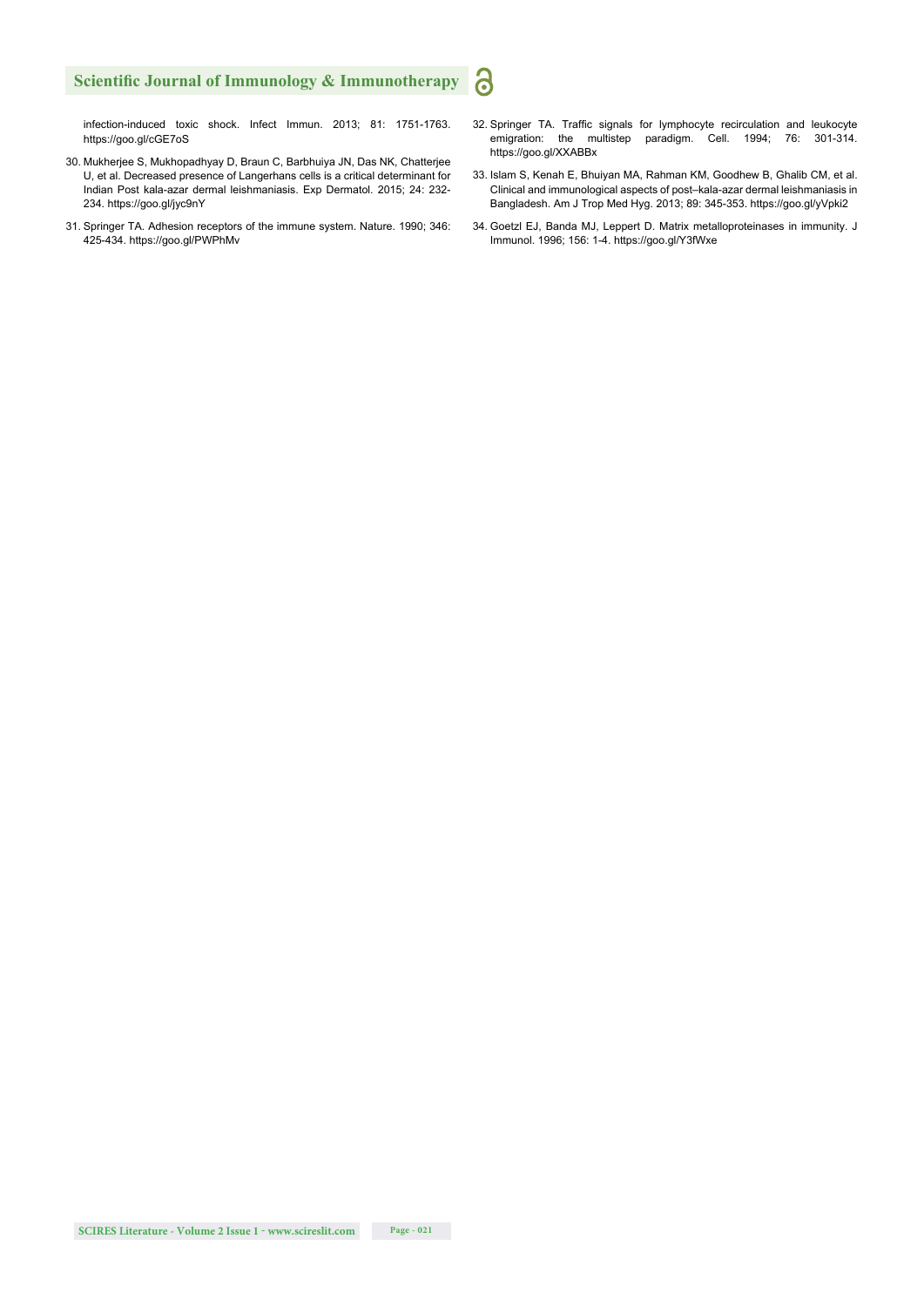infection-induced toxic shock. Infect Immun. 2013; 81: 1751-1763. https://goo.gl/cGE7oS

30. Mukherjee S, Mukhopadhyay D, Braun C, Barbhuiya JN, Das NK, Chatterjee U, et al. Decreased presence of Langerhans cells is a critical determinant for Indian Post kala-azar dermal leishmaniasis. Exp Dermatol. 2015; 24: 232-234. https://goo.gl/jyc9nY

31. Springer TA. Adhesion receptors of the immune system. Nature. 1990; 346: 425-434. https://goo.gl/PWPhMv

32. Springer TA. Traffic signals for lymphocyte recirculation and leukocyte emigration: the multistep paradigm. Cell. 1994; 76: 301-314. https://goo.gl/XXABBx

33. Islam S, Kenah E, Bhuiyan MA, Rahman KM, Goodhew B, Ghalib CM, et al. Clinical and immunological aspects of post–kala-azar dermal leishmaniasis in Bangladesh. Am J Trop Med Hyg. 2013; 89: 345-353. https://goo.gl/yVpki2

34. Goetzl EJ, Banda MJ, Leppert D. Matrix metalloproteinases in immunity. J Immunol. 1996; 156: 1-4. https://goo.gl/Y3fWxe